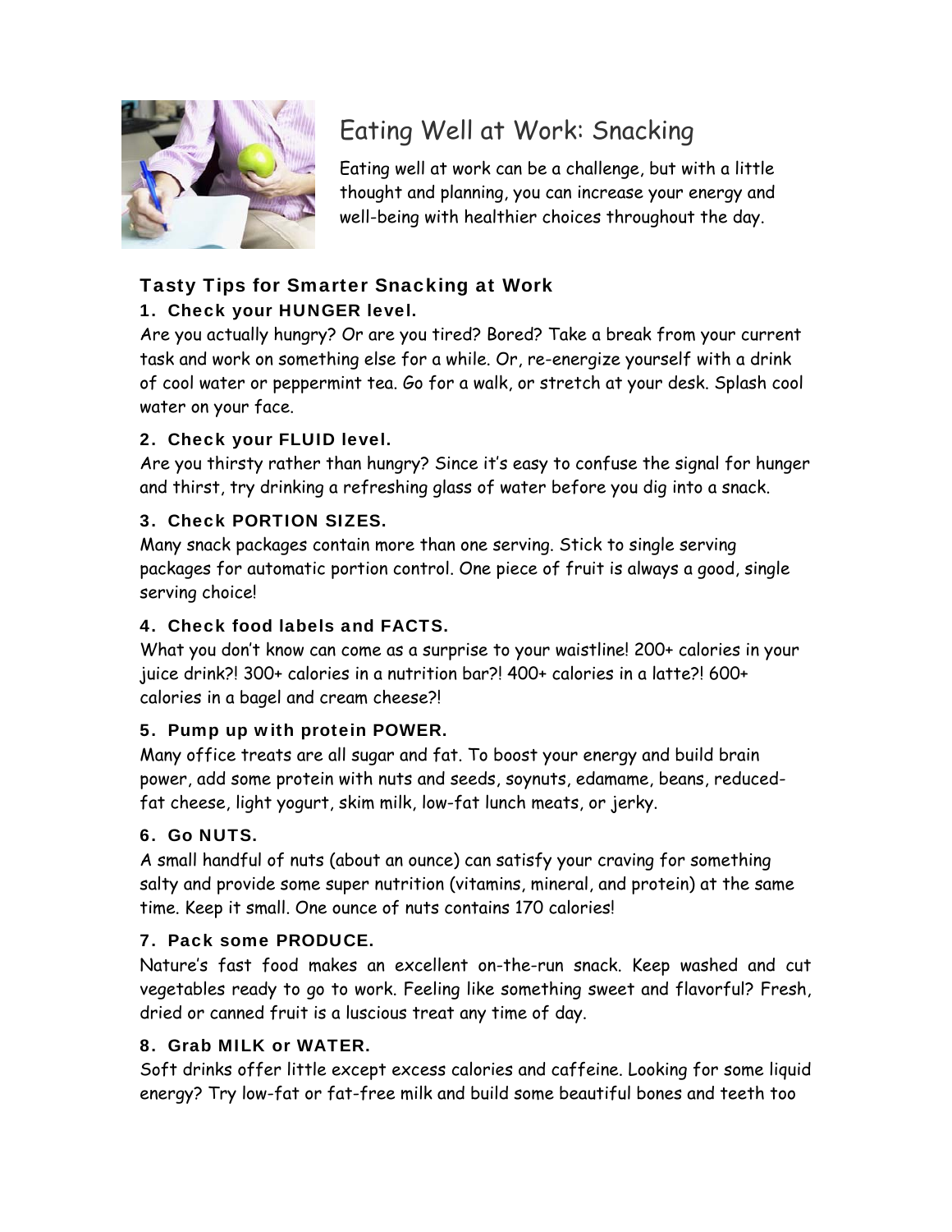# Eating Well at Work: Snacking

Eating well at work can be a challenge, but with a little thought and planning, you can increase your energy and well-being with healthier choices throughout the day.

## Tasty Tips for Smarter Snacking at Work

### 1. Check your HUNGER level.

Are you actually hungry? Or are you tired? Bored? Take a break from your current task and work on something else for a while. Or, re-energize yourself with a drink of cool water or peppermint tea. Go for a walk, or stretch at your desk. Splash cool water on your face.

### 2. Check your FLUID level.

Are you thirsty rather than hungry? Since it's easy to confuse the signal for hunger and thirst, try drinking a refreshing glass of water before you dig into a snack.

### 3. Check PORTION SIZES.

Many snack packages contain more than one serving. Stick to single serving packages for automatic portion control. One piece of fruit is always a good, single serving choice!

### 4. Check food labels and FACTS.

What you don't know can come as a surprise to your waistline! 200+ calories in your juice drink?! 300+ calories in a nutrition bar?! 400+ calories in a latte?! 600+ calories in a bagel and cream cheese?!

### 5. Pump up with protein POWER.

Many office treats are all sugar and fat. To boost your energy and build brain power, add some protein with nuts and seeds, soynuts, edamame, beans, reduced-fat cheese, light yogurt, skim milk, low-fat lunch meats, or jerky.

### 6. Go NUTS.

A small handful of nuts (about an ounce) can satisfy your craving for something salty and provide some super nutrition (vitamins, mineral, and protein) at the same time. Keep it small. One ounce of nuts contains 170 calories!

### 7. Pack some PRODUCE.

Nature's fast food makes an excellent on-the-run snack. Keep washed and cut vegetables ready to go to work. Feeling like something sweet and flavorful? Fresh, dried or canned fruit is a luscious treat any time of day.

### 8. Grab MILK or WATER.

Soft drinks offer little except excess calories and caffeine. Looking for some liquid energy? Try low-fat or fat-free milk and build some beautiful bones and teeth too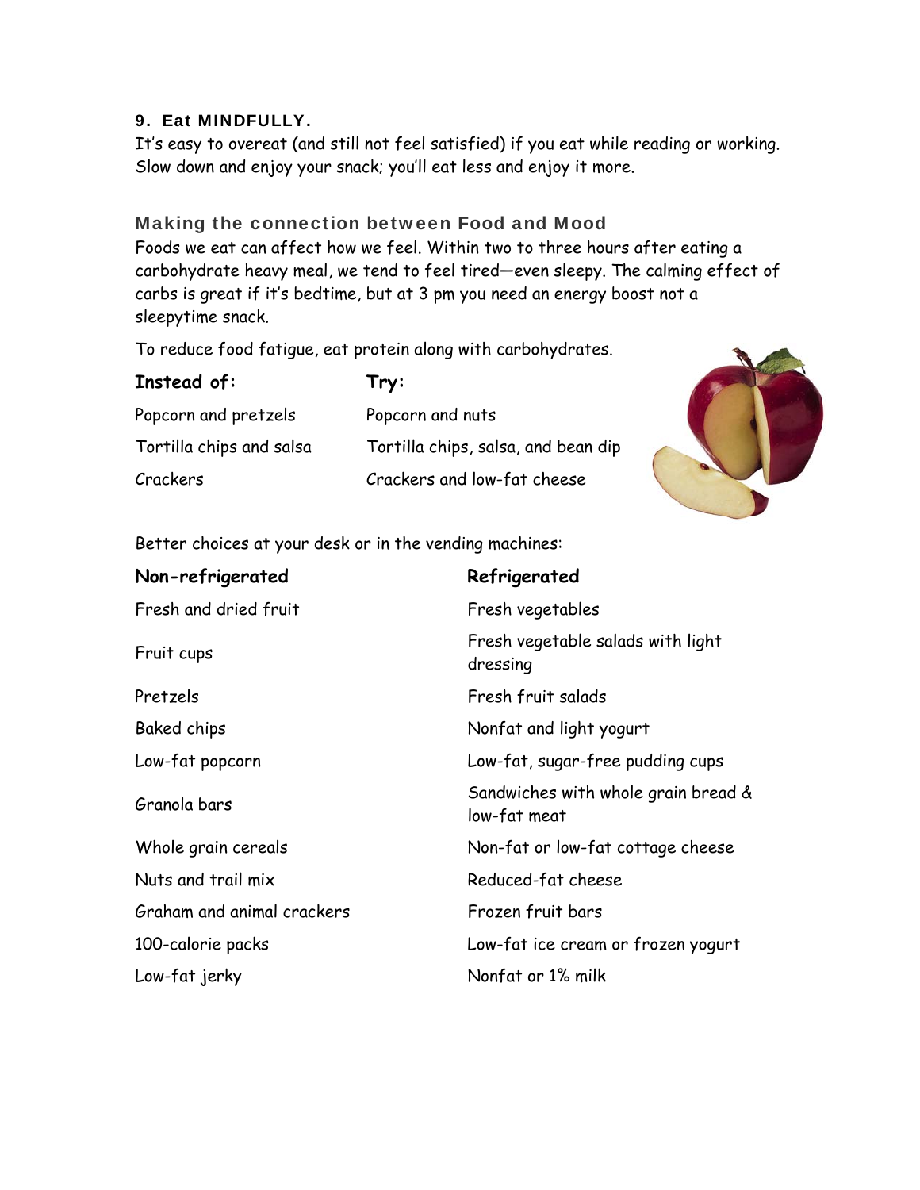**9. Eat MINDFULLY.**

It's easy to overeat (and still not feel satisfied) if you eat while reading or working. Slow down and enjoy your snack; you'll eat less and enjoy it more.

## Making the connection between Food and Mood

Foods we eat can affect how we feel. Within two to three hours after eating a carbohydrate heavy meal, we tend to feel tired—even sleepy. The calming effect of carbs is great if it's bedtime, but at 3 pm you need an energy boost not a sleepytime snack.

To reduce food fatigue, eat protein along with carbohydrates.

| Instead of: | Try: |
| --- | --- |
| Popcorn and pretzels | Popcorn and nuts |
| Tortilla chips and salsa | Tortilla chips, salsa, and bean dip |
| Crackers | Crackers and low-fat cheese |

Better choices at your desk or in the vending machines:

| Non-refrigerated | Refrigerated |
| --- | --- |
| Fresh and dried fruit | Fresh vegetables |
| Fruit cups | Fresh vegetable salads with light dressing |
| Pretzels | Fresh fruit salads |
| Baked chips | Nonfat and light yogurt |
| Low-fat popcorn | Low-fat, sugar-free pudding cups |
| Granola bars | Sandwiches with whole grain bread & low-fat meat |
| Whole grain cereals | Non-fat or low-fat cottage cheese |
| Nuts and trail mix | Reduced-fat cheese |
| Graham and animal crackers | Frozen fruit bars |
| 100-calorie packs | Low-fat ice cream or frozen yogurt |
| Low-fat jerky | Nonfat or 1% milk |